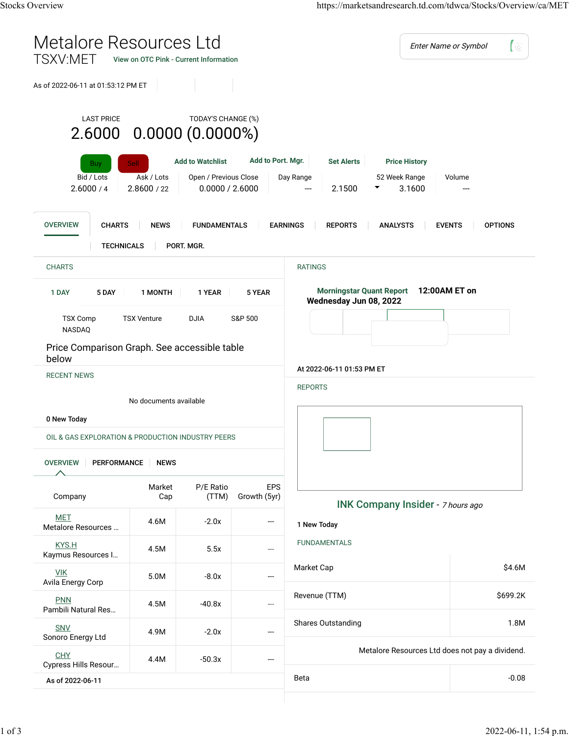# Metalore Resources Ltd

TSXV:MET  View on OTC Pink - Current Information

As of 2022-06-11 at 01:53:12 PM ET

| LAST PRICE | TODAY'S CHANGE (%) |
|---|---|
| 2.6000 | 0.0000 (0.0000%) |

Buy  Sell  Add to Watchlist  Add to Port. Mgr.  Set Alerts  Price History

| Bid / Lots | Ask / Lots | Open / Previous Close | Day Range | 52 Week Range | Volume |
|---|---|---|---|---|---|
| 2.6000 / 4 | 2.8600 / 22 | 0.0000 / 2.6000 | --- | 2.1500 – 3.1600 | --- |

OVERVIEW | CHARTS | NEWS | FUNDAMENTALS | EARNINGS | REPORTS | ANALYSTS | EVENTS | OPTIONS | TECHNICALS | PORT. MGR.

## CHARTS

1 DAY | 5 DAY | 1 MONTH | 1 YEAR | 5 YEAR

TSX Comp | TSX Venture | DJIA | S&P 500 | NASDAQ

Price Comparison Graph. See accessible table below

## RECENT NEWS

No documents available

**0 New Today**

## OIL & GAS EXPLORATION & PRODUCTION INDUSTRY PEERS

OVERVIEW | PERFORMANCE | NEWS

| Company | Market Cap | P/E Ratio (TTM) | EPS Growth (5yr) |
|---|---|---|---|
| MET Metalore Resources ... | 4.6M | -2.0x | --- |
| KYS.H Kaymus Resources I... | 4.5M | 5.5x | --- |
| VIK Avila Energy Corp | 5.0M | -8.0x | --- |
| PNN Pambili Natural Res... | 4.5M | -40.8x | --- |
| SNV Sonoro Energy Ltd | 4.9M | -2.0x | --- |
| CHY Cypress Hills Resour... | 4.4M | -50.3x | --- |

**As of 2022-06-11**

## RATINGS

Morningstar Quant Report **12:00AM ET on Wednesday Jun 08, 2022**

**At 2022-06-11 01:53 PM ET**

## REPORTS

INK Company Insider - *7 hours ago*

**1 New Today**

## FUNDAMENTALS

| | |
|---|---|
| Market Cap | $4.6M |
| Revenue (TTM) | $699.2K |
| Shares Outstanding | 1.8M |

Metalore Resources Ltd does not pay a dividend.

| | |
|---|---|
| Beta | -0.08 |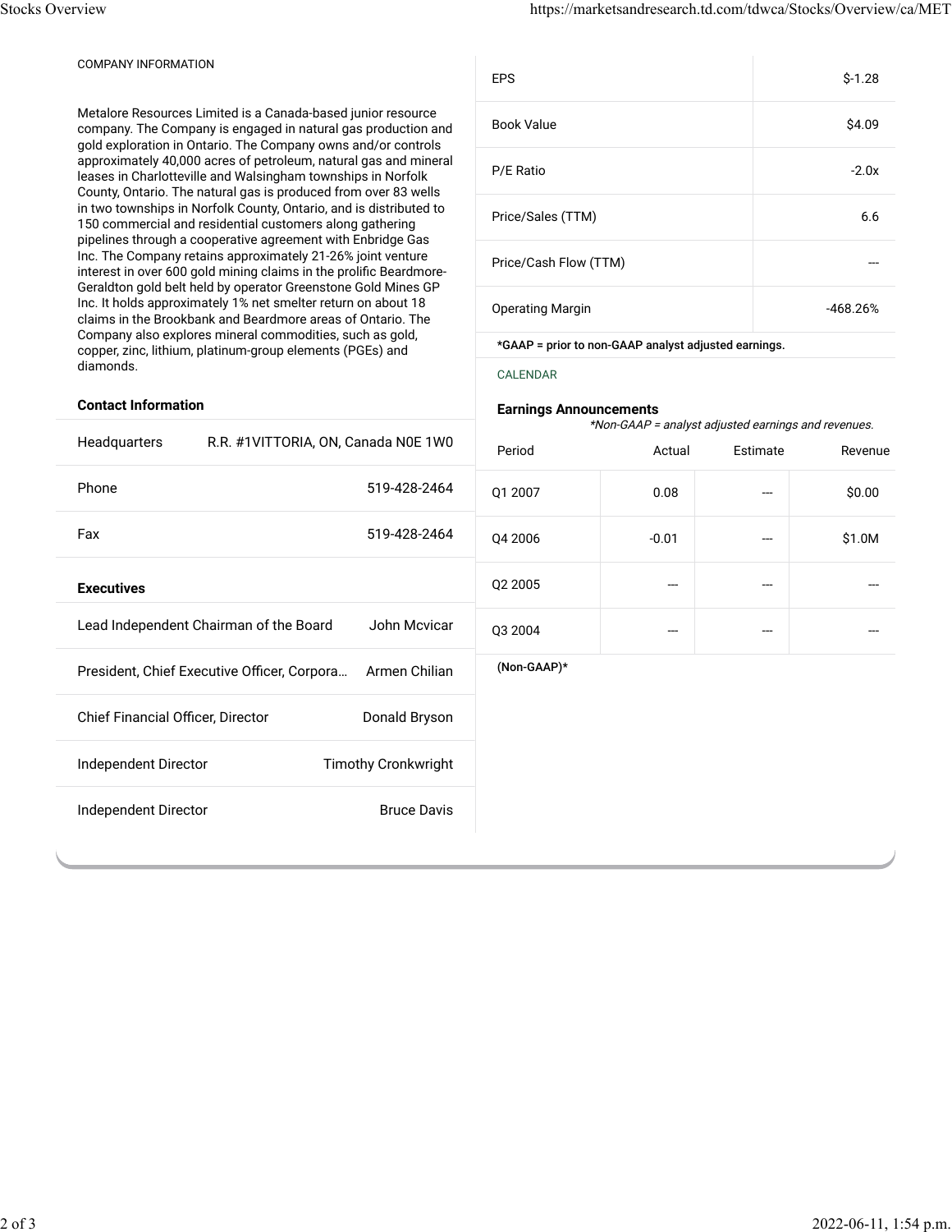COMPANY INFORMATION

Metalore Resources Limited is a Canada-based junior resource company. The Company is engaged in natural gas production and gold exploration in Ontario. The Company owns and/or controls approximately 40,000 acres of petroleum, natural gas and mineral leases in Charlotteville and Walsingham townships in Norfolk County, Ontario. The natural gas is produced from over 83 wells in two townships in Norfolk County, Ontario, and is distributed to 150 commercial and residential customers along gathering pipelines through a cooperative agreement with Enbridge Gas Inc. The Company retains approximately 21-26% joint venture interest in over 600 gold mining claims in the prolific Beardmore-Geraldton gold belt held by operator Greenstone Gold Mines GP Inc. It holds approximately 1% net smelter return on about 18 claims in the Brookbank and Beardmore areas of Ontario. The Company also explores mineral commodities, such as gold, copper, zinc, lithium, platinum-group elements (PGEs) and diamonds.

**Contact Information**

| | |
|---|---|
| Headquarters | R.R. #1VITTORIA, ON, Canada N0E 1W0 |
| Phone | 519-428-2464 |
| Fax | 519-428-2464 |

**Executives**

| | |
|---|---|
| Lead Independent Chairman of the Board | John Mcvicar |
| President, Chief Executive Officer, Corpora… | Armen Chilian |
| Chief Financial Officer, Director | Donald Bryson |
| Independent Director | Timothy Cronkwright |
| Independent Director | Bruce Davis |

| | |
|---|---|
| EPS | $-1.28 |
| Book Value | $4.09 |
| P/E Ratio | -2.0x |
| Price/Sales (TTM) | 6.6 |
| Price/Cash Flow (TTM) | --- |
| Operating Margin | -468.26% |

*GAAP = prior to non-GAAP analyst adjusted earnings.

CALENDAR

**Earnings Announcements**

*\*Non-GAAP = analyst adjusted earnings and revenues.*

| Period | Actual | Estimate | Revenue |
|---|---|---|---|
| Q1 2007 | 0.08 | --- | $0.00 |
| Q4 2006 | -0.01 | --- | $1.0M |
| Q2 2005 | --- | --- | --- |
| Q3 2004 | --- | --- | --- |

(Non-GAAP)*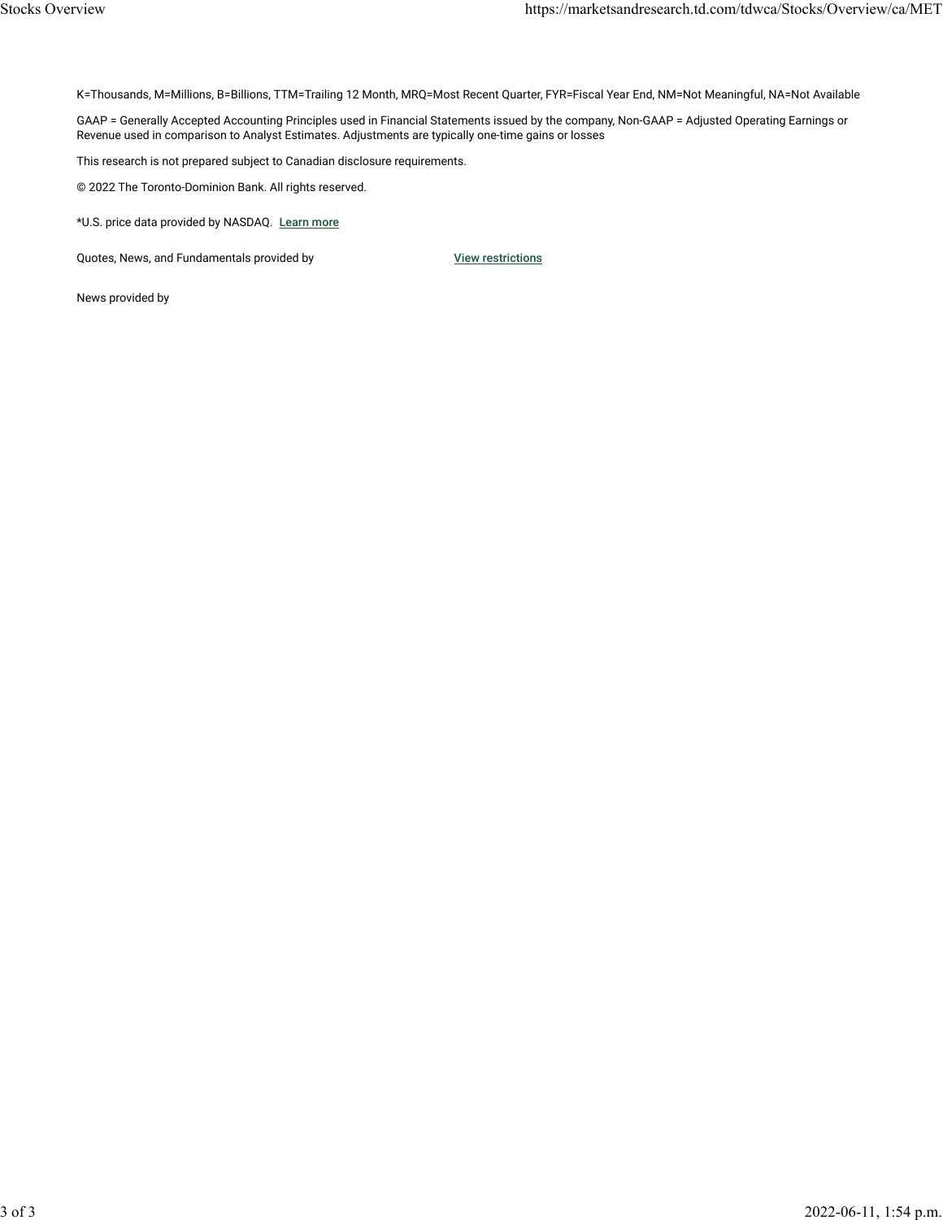K=Thousands, M=Millions, B=Billions, TTM=Trailing 12 Month, MRQ=Most Recent Quarter, FYR=Fiscal Year End, NM=Not Meaningful, NA=Not Available

GAAP = Generally Accepted Accounting Principles used in Financial Statements issued by the company, Non-GAAP = Adjusted Operating Earnings or Revenue used in comparison to Analyst Estimates. Adjustments are typically one-time gains or losses

This research is not prepared subject to Canadian disclosure requirements.

© 2022 The Toronto-Dominion Bank. All rights reserved.

*U.S. price data provided by NASDAQ. Learn more

Quotes, News, and Fundamentals provided by View restrictions

News provided by